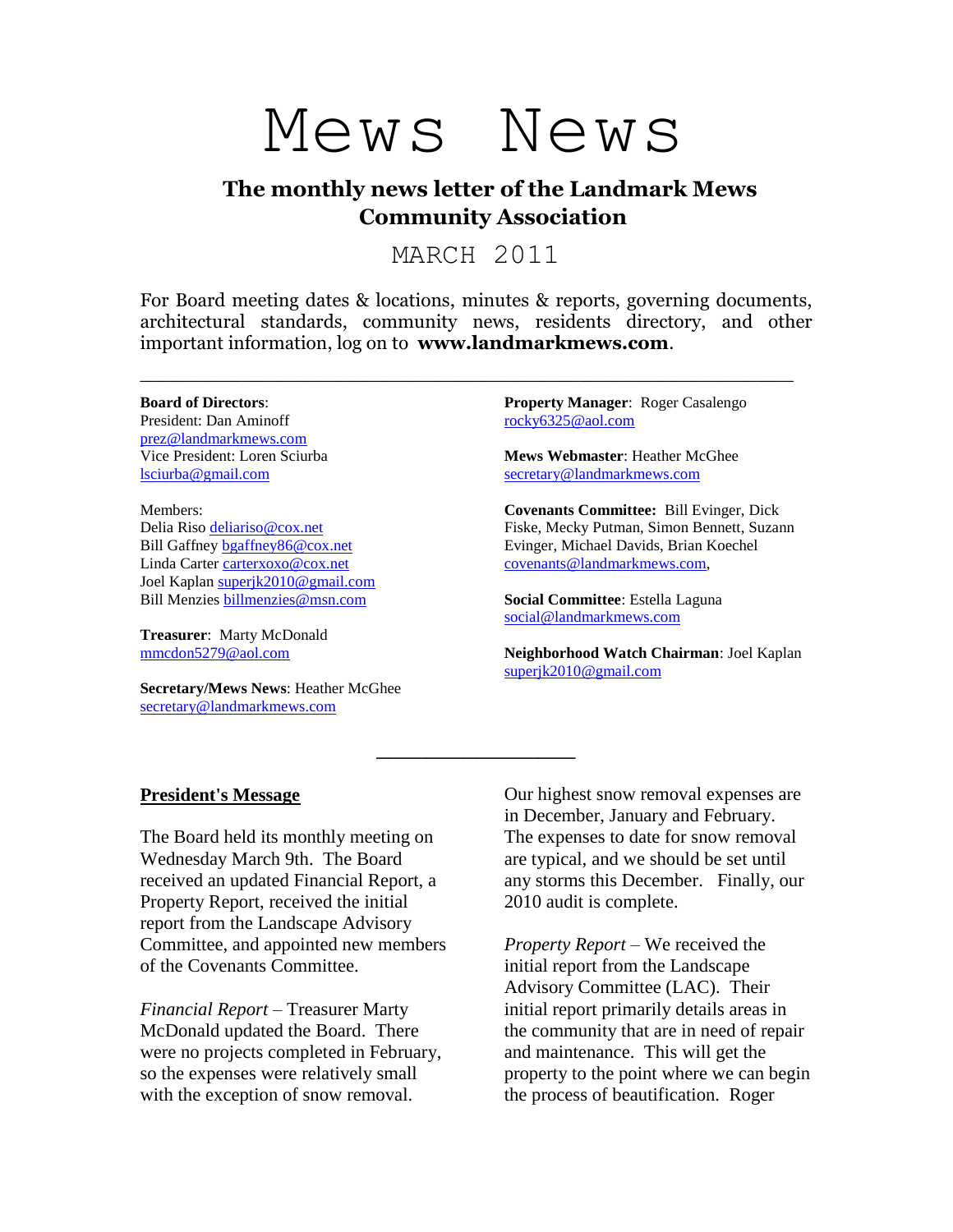# Mews News

## The monthly news letter of the Landmark Mews Community Association

MARCH 2011

For Board meeting dates & locations, minutes & reports, governing documents, architectural standards, community news, residents directory, and other important information, log on to **www.landmarkmews.com**.

---

**Board of Directors**:
President: Dan Aminoff
prez@landmarkmews.com
Vice President: Loren Sciurba
lsciurba@gmail.com

Members:
Delia Riso deliariso@cox.net
Bill Gaffney bgaffney86@cox.net
Linda Carter carterxoxo@cox.net
Joel Kaplan superjk2010@gmail.com
Bill Menzies billmenzies@msn.com

**Treasurer**: Marty McDonald
mmcdon5279@aol.com

**Secretary/Mews News**: Heather McGhee
secretary@landmarkmews.com

**Property Manager**: Roger Casalengo
rocky6325@aol.com

**Mews Webmaster**: Heather McGhee
secretary@landmarkmews.com

**Covenants Committee:** Bill Evinger, Dick Fiske, Mecky Putman, Simon Bennett, Suzann Evinger, Michael Davids, Brian Koechel
covenants@landmarkmews.com,

**Social Committee**: Estella Laguna
social@landmarkmews.com

**Neighborhood Watch Chairman**: Joel Kaplan
superjk2010@gmail.com

---

## President's Message

The Board held its monthly meeting on Wednesday March 9th. The Board received an updated Financial Report, a Property Report, received the initial report from the Landscape Advisory Committee, and appointed new members of the Covenants Committee.

*Financial Report* – Treasurer Marty McDonald updated the Board. There were no projects completed in February, so the expenses were relatively small with the exception of snow removal. Our highest snow removal expenses are in December, January and February. The expenses to date for snow removal are typical, and we should be set until any storms this December. Finally, our 2010 audit is complete.

*Property Report* – We received the initial report from the Landscape Advisory Committee (LAC). Their initial report primarily details areas in the community that are in need of repair and maintenance. This will get the property to the point where we can begin the process of beautification. Roger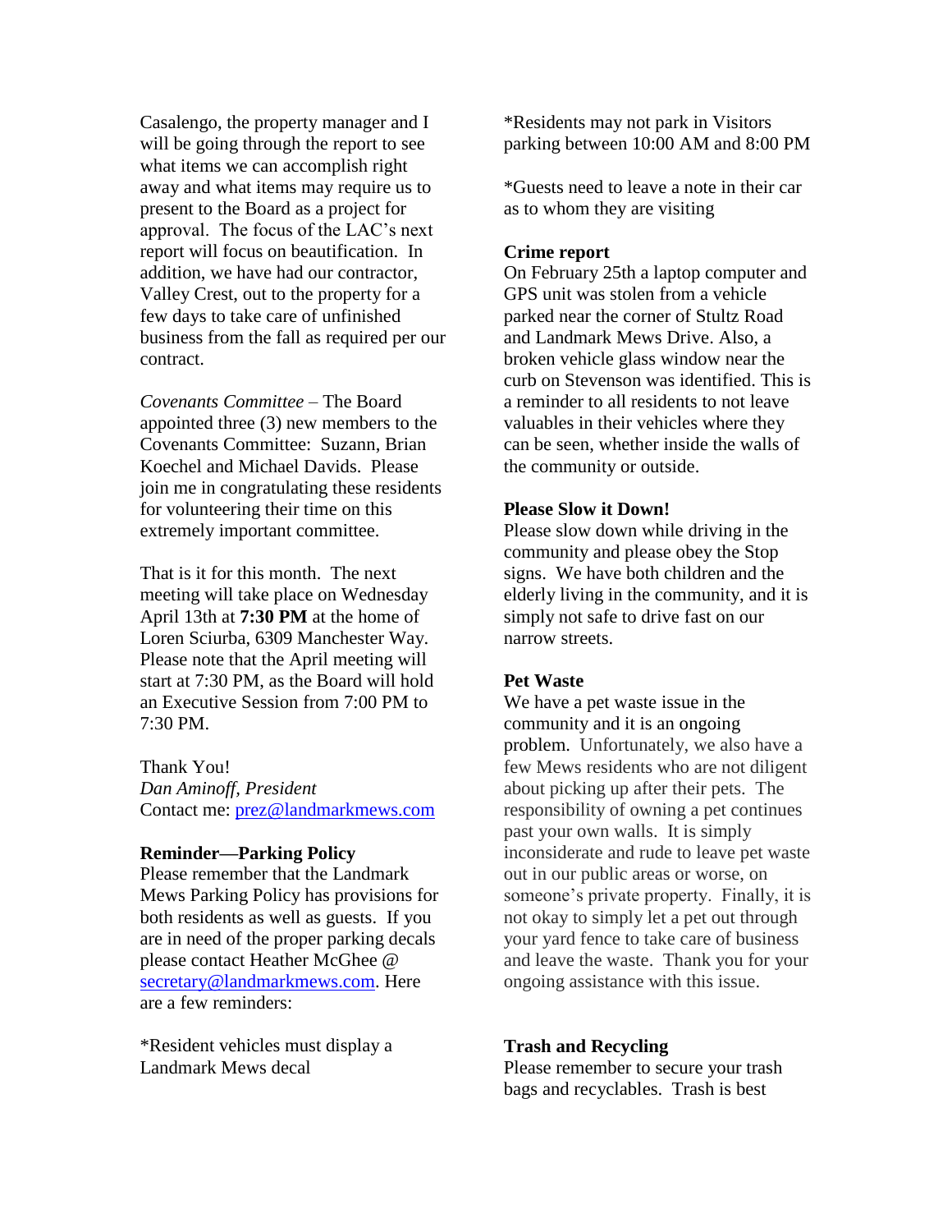Casalengo, the property manager and I will be going through the report to see what items we can accomplish right away and what items may require us to present to the Board as a project for approval. The focus of the LAC's next report will focus on beautification. In addition, we have had our contractor, Valley Crest, out to the property for a few days to take care of unfinished business from the fall as required per our contract.

*Covenants Committee* – The Board appointed three (3) new members to the Covenants Committee: Suzann, Brian Koechel and Michael Davids. Please join me in congratulating these residents for volunteering their time on this extremely important committee.

That is it for this month. The next meeting will take place on Wednesday April 13th at **7:30 PM** at the home of Loren Sciurba, 6309 Manchester Way. Please note that the April meeting will start at 7:30 PM, as the Board will hold an Executive Session from 7:00 PM to 7:30 PM.

Thank You!
*Dan Aminoff, President*
Contact me: prez@landmarkmews.com

**Reminder—Parking Policy**
Please remember that the Landmark Mews Parking Policy has provisions for both residents as well as guests. If you are in need of the proper parking decals please contact Heather McGhee @ secretary@landmarkmews.com. Here are a few reminders:

*Resident vehicles must display a Landmark Mews decal

*Residents may not park in Visitors parking between 10:00 AM and 8:00 PM

*Guests need to leave a note in their car as to whom they are visiting

**Crime report**
On February 25th a laptop computer and GPS unit was stolen from a vehicle parked near the corner of Stultz Road and Landmark Mews Drive. Also, a broken vehicle glass window near the curb on Stevenson was identified. This is a reminder to all residents to not leave valuables in their vehicles where they can be seen, whether inside the walls of the community or outside.

**Please Slow it Down!**
Please slow down while driving in the community and please obey the Stop signs. We have both children and the elderly living in the community, and it is simply not safe to drive fast on our narrow streets.

**Pet Waste**
We have a pet waste issue in the community and it is an ongoing problem. Unfortunately, we also have a few Mews residents who are not diligent about picking up after their pets. The responsibility of owning a pet continues past your own walls. It is simply inconsiderate and rude to leave pet waste out in our public areas or worse, on someone's private property. Finally, it is not okay to simply let a pet out through your yard fence to take care of business and leave the waste. Thank you for your ongoing assistance with this issue.

**Trash and Recycling**
Please remember to secure your trash bags and recyclables. Trash is best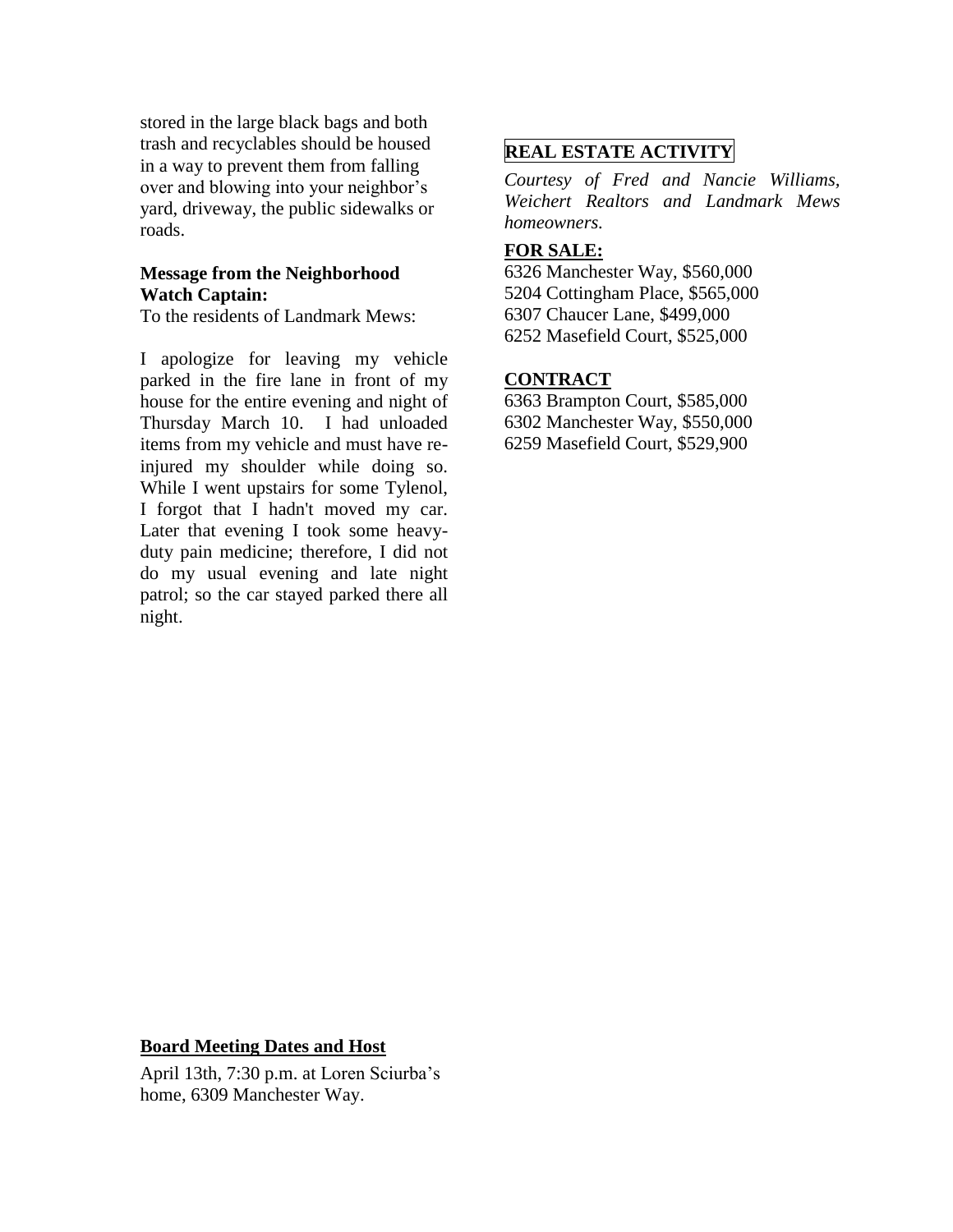stored in the large black bags and both trash and recyclables should be housed in a way to prevent them from falling over and blowing into your neighbor's yard, driveway, the public sidewalks or roads.

**Message from the Neighborhood Watch Captain:**

To the residents of Landmark Mews:

I apologize for leaving my vehicle parked in the fire lane in front of my house for the entire evening and night of Thursday March 10. I had unloaded items from my vehicle and must have re-injured my shoulder while doing so. While I went upstairs for some Tylenol, I forgot that I hadn't moved my car. Later that evening I took some heavy-duty pain medicine; therefore, I did not do my usual evening and late night patrol; so the car stayed parked there all night.

## REAL ESTATE ACTIVITY

*Courtesy of Fred and Nancie Williams, Weichert Realtors and Landmark Mews homeowners.*

**FOR SALE:**

6326 Manchester Way, $560,000
5204 Cottingham Place, $565,000
6307 Chaucer Lane, $499,000
6252 Masefield Court, $525,000

**CONTRACT**

6363 Brampton Court, $585,000
6302 Manchester Way, $550,000
6259 Masefield Court, $529,900

**Board Meeting Dates and Host**

April 13th, 7:30 p.m. at Loren Sciurba's home, 6309 Manchester Way.